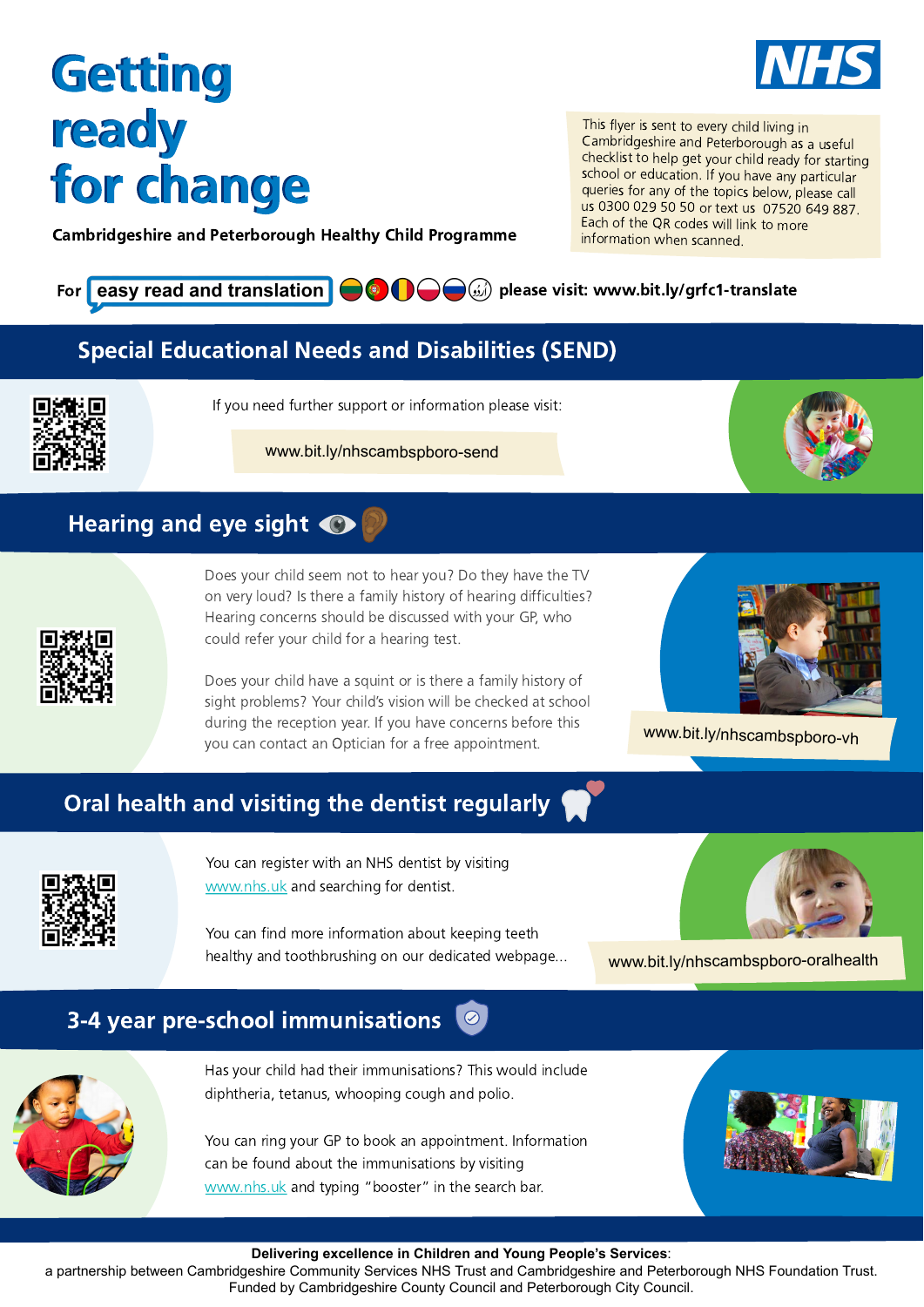# Getting ready for change

**Cambridgeshire and Peterborough Healthy Child Programme**

This flyer is sent to every child living in Cambridgeshire and Peterborough as a useful checklist to help get your child ready for starting school or education. If you have any particular queries for any of the topics below, please call us 0300 029 50 50 or text us 07520 649 887. Each of the QR codes will link to more information when scanned.

For **easy read and translation** please visit: **www.bit.ly/grfc1-translate**

## Special Educational Needs and Disabilities (SEND)

If you need further support or information please visit:

www.bit.ly/nhscambspboro-send

## Hearing and eye sight

Does your child seem not to hear you? Do they have the TV on very loud? Is there a family history of hearing difficulties? Hearing concerns should be discussed with your GP, who could refer your child for a hearing test.

Does your child have a squint or is there a family history of sight problems? Your child's vision will be checked at school during the reception year. If you have concerns before this you can contact an Optician for a free appointment.

www.bit.ly/nhscambspboro-vh

## Oral health and visiting the dentist regularly

You can register with an NHS dentist by visiting www.nhs.uk and searching for dentist.

You can find more information about keeping teeth healthy and toothbrushing on our dedicated webpage...

www.bit.ly/nhscambspboro-oralhealth

## 3-4 year pre-school immunisations

Has your child had their immunisations? This would include diphtheria, tetanus, whooping cough and polio.

You can ring your GP to book an appointment. Information can be found about the immunisations by visiting www.nhs.uk and typing "booster" in the search bar.

**Delivering excellence in Children and Young People's Services**:
a partnership between Cambridgeshire Community Services NHS Trust and Cambridgeshire and Peterborough NHS Foundation Trust.
Funded by Cambridgeshire County Council and Peterborough City Council.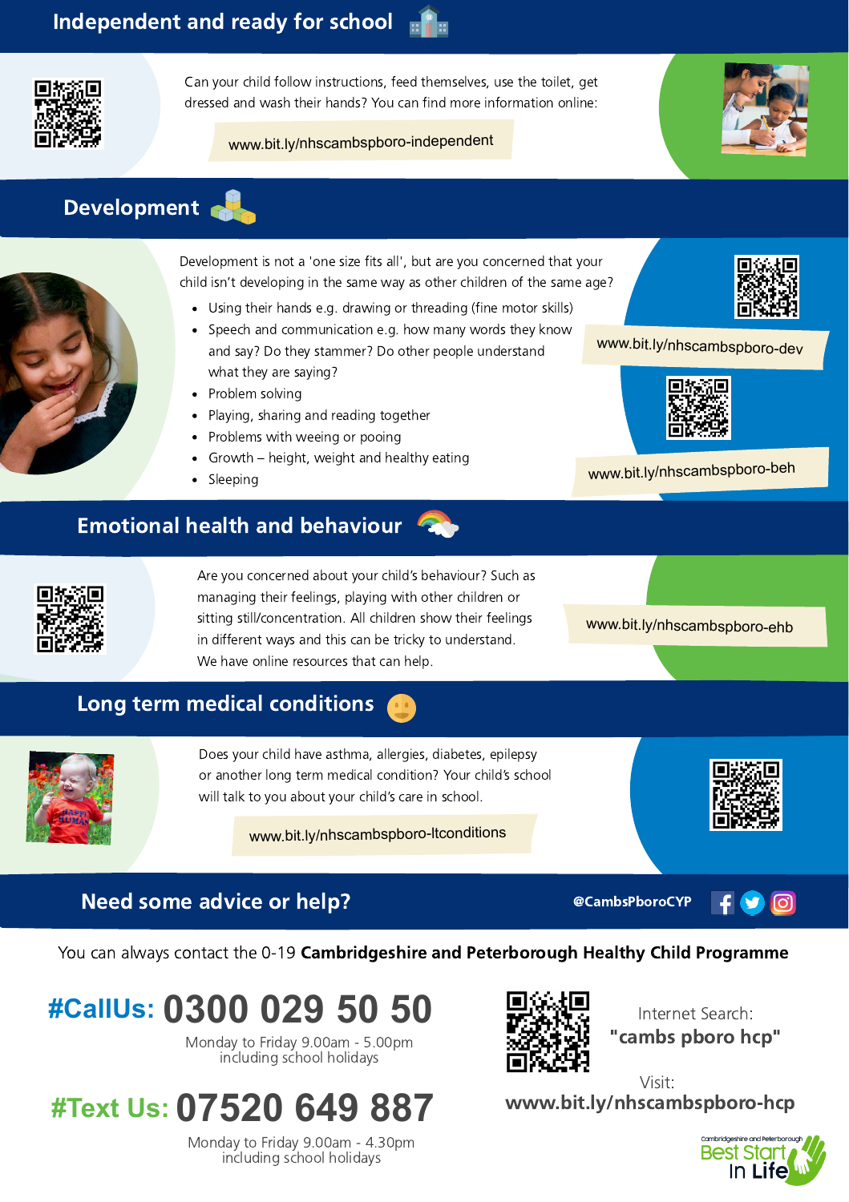## Independent and ready for school

Can your child follow instructions, feed themselves, use the toilet, get dressed and wash their hands? You can find more information online:

www.bit.ly/nhscambspboro-independent

## Development

Development is not a 'one size fits all', but are you concerned that your child isn't developing in the same way as other children of the same age?

- Using their hands e.g. drawing or threading (fine motor skills)
- Speech and communication e.g. how many words they know and say? Do they stammer? Do other people understand what they are saying?
- Problem solving
- Playing, sharing and reading together
- Problems with weeing or pooing
- Growth – height, weight and healthy eating
- Sleeping

www.bit.ly/nhscambspboro-dev

www.bit.ly/nhscambspboro-beh

## Emotional health and behaviour

Are you concerned about your child's behaviour? Such as managing their feelings, playing with other children or sitting still/concentration. All children show their feelings in different ways and this can be tricky to understand. We have online resources that can help.

www.bit.ly/nhscambspboro-ehb

## Long term medical conditions

Does your child have asthma, allergies, diabetes, epilepsy or another long term medical condition? Your child's school will talk to you about your child's care in school.

www.bit.ly/nhscambspboro-ltconditions

## Need some advice or help?

@CambsPboroCYP

You can always contact the 0-19 **Cambridgeshire and Peterborough Healthy Child Programme**

**#CallUs: 0300 029 50 50**

Monday to Friday 9.00am - 5.00pm
including school holidays

**#Text Us: 07520 649 887**

Monday to Friday 9.00am - 4.30pm
including school holidays

Internet Search:
**"cambs pboro hcp"**

Visit:
**www.bit.ly/nhscambspboro-hcp**

Cambridgeshire and Peterborough Best Start In Life